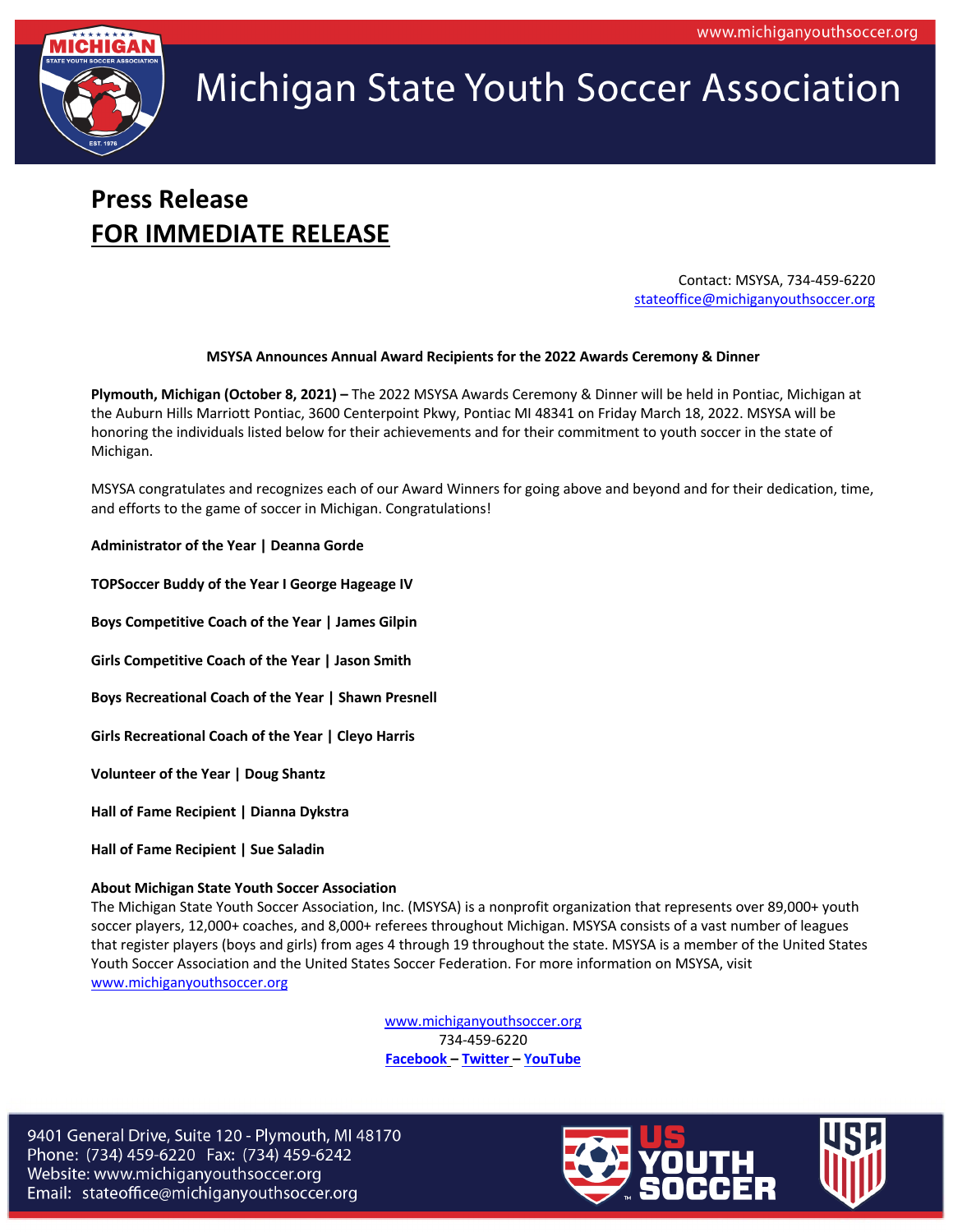# Michigan State Youth Soccer Association

## Press Release
## FOR IMMEDIATE RELEASE

Contact: MSYSA, 734-459-6220
stateoffice@michiganyouthsoccer.org

**MSYSA Announces Annual Award Recipients for the 2022 Awards Ceremony & Dinner**

**Plymouth, Michigan (October 8, 2021) –** The 2022 MSYSA Awards Ceremony & Dinner will be held in Pontiac, Michigan at the Auburn Hills Marriott Pontiac, 3600 Centerpoint Pkwy, Pontiac MI 48341 on Friday March 18, 2022. MSYSA will be honoring the individuals listed below for their achievements and for their commitment to youth soccer in the state of Michigan.

MSYSA congratulates and recognizes each of our Award Winners for going above and beyond and for their dedication, time, and efforts to the game of soccer in Michigan. Congratulations!

**Administrator of the Year | Deanna Gorde**

**TOPSoccer Buddy of the Year I George Hageage IV**

**Boys Competitive Coach of the Year | James Gilpin**

**Girls Competitive Coach of the Year | Jason Smith**

**Boys Recreational Coach of the Year | Shawn Presnell**

**Girls Recreational Coach of the Year | Cleyo Harris**

**Volunteer of the Year | Doug Shantz**

**Hall of Fame Recipient | Dianna Dykstra**

**Hall of Fame Recipient | Sue Saladin**

**About Michigan State Youth Soccer Association**
The Michigan State Youth Soccer Association, Inc. (MSYSA) is a nonprofit organization that represents over 89,000+ youth soccer players, 12,000+ coaches, and 8,000+ referees throughout Michigan. MSYSA consists of a vast number of leagues that register players (boys and girls) from ages 4 through 19 throughout the state. MSYSA is a member of the United States Youth Soccer Association and the United States Soccer Federation. For more information on MSYSA, visit www.michiganyouthsoccer.org

www.michiganyouthsoccer.org
734-459-6220
**Facebook – Twitter – YouTube**

9401 General Drive, Suite 120 - Plymouth, MI 48170
Phone: (734) 459-6220 Fax: (734) 459-6242
Website: www.michiganyouthsoccer.org
Email: stateoffice@michiganyouthsoccer.org